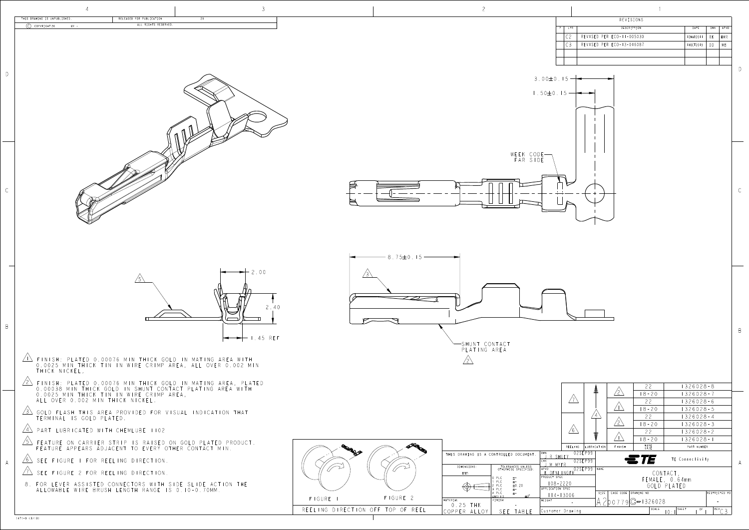THIS DRAWING IS UNPUBLISHED. © COPYRIGHT 20 BY -

RELEASED FOR PUBLICATION 20 ALL RIGHTS RESERVED.

## REVISIONS

| P | LTR | DESCRIPTION | DATE | DWN | APVD |
|---|---|---|---|---|---|
| | C2 | REVISED PER ECO-11-005030 | 12MAR2011 | RK | BMR |
| | C3 | REVISED PER ECO-13-016087 | 14OCT2013 | DD | MB |

3.00±0.15

1.50±0.15

WEEK CODE FAR SIDE

2.00

2.40

1.45 REF

8.75±0.15

SHUNT CONTACT PLATING AREA

1. FINISH: PLATED 0.00076 MIN THICK GOLD IN MATING AREA WITH 0.0025 MIN THICK TIN IN WIRE CRIMP AREA, ALL OVER 0.002 MIN THICK NICKEL.
2. FINISH: PLATED 0.00076 MIN THICK GOLD IN MATING AREA, PLATED 0.00038 MIN THICK GOLD IN SHUNT CONTACT PLATING AREA WITH 0.0025 MIN THICK TIN IN WIRE CRIMP AREA, ALL OVER 0.002 MIN THICK NICKEL.
3. GOLD FLASH THIS AREA PROVIDED FOR VISUAL INDICATION THAT TERMINAL IS GOLD PLATED.
4. PART LUBRICATED WITH CHEMLUBE 1102
5. FEATURE ON CARRIER STRIP IS RAISED ON GOLD PLATED PRODUCT. FEATURE APPEARS ADJACENT TO EVERY OTHER CONTACT MIN.
6. SEE FIGURE 1 FOR REELING DIRECTION.
7. SEE FIGURE 2 FOR REELING DIRECTION.
8. FOR LEVER ASSISTED CONNECTORS WITH SIDE SLIDE ACTION THE ALLOWABLE WIRE BRUSH LENGTH RANGE IS 0.10-0.70MM.

FIGURE 1 FIGURE 2

REELING DIRECTION OFF TOP OF REEL

| REELING | LUBRICATION | FINISH | WIRE SIZE | PART NUMBER |
|---|---|---|---|---|
| 7 | 4 | 2 | 22 | 1326028-8 |
| 7 | 4 | 2 | 18-20 | 1326028-7 |
| 7 | 4 | 1 | 22 | 1326028-6 |
| 7 | 4 | 1 | 18-20 | 1326028-5 |
| 6 | 4 | 2 | 22 | 1326028-4 |
| 6 | 4 | 2 | 18-20 | 1326028-3 |
| 6 | 4 | 1 | 22 | 1326028-2 |
| 6 | 4 | 1 | 18-20 | 1326028-1 |

THIS DRAWING IS A CONTROLLED DOCUMENT.

DIMENSIONS: mm

TOLERANCES UNLESS OTHERWISE SPECIFIED: 0 PLC ±- ; 1 PLC ±- ; 2 PLC ±0.20 ; 3 PLC ±- ; 4 PLC ±- ; ANGLES ±°

MATERIAL: 0.25 THK COPPER ALLOY

FINISH: - SEE TABLE

DWN: R SHULY 02SEP99

CHK: J M MYER 02SEP99

APVD: J DENLINGER 02SEP99

PRODUCT SPEC: 108-2220

APPLICATION SPEC: 114-13006

WEIGHT: -

TE Connectivity

NAME: CONTACT, FEMALE, 0.64mm GOLD PLATED

SIZE: A2 CAGE CODE: 00779 DRAWING NO: C-1326028 RESTRICTED TO: -

SCALE: 10:1 SHEET 1 OF 1 REV C3

Customer Drawing

1471-9 (3/13)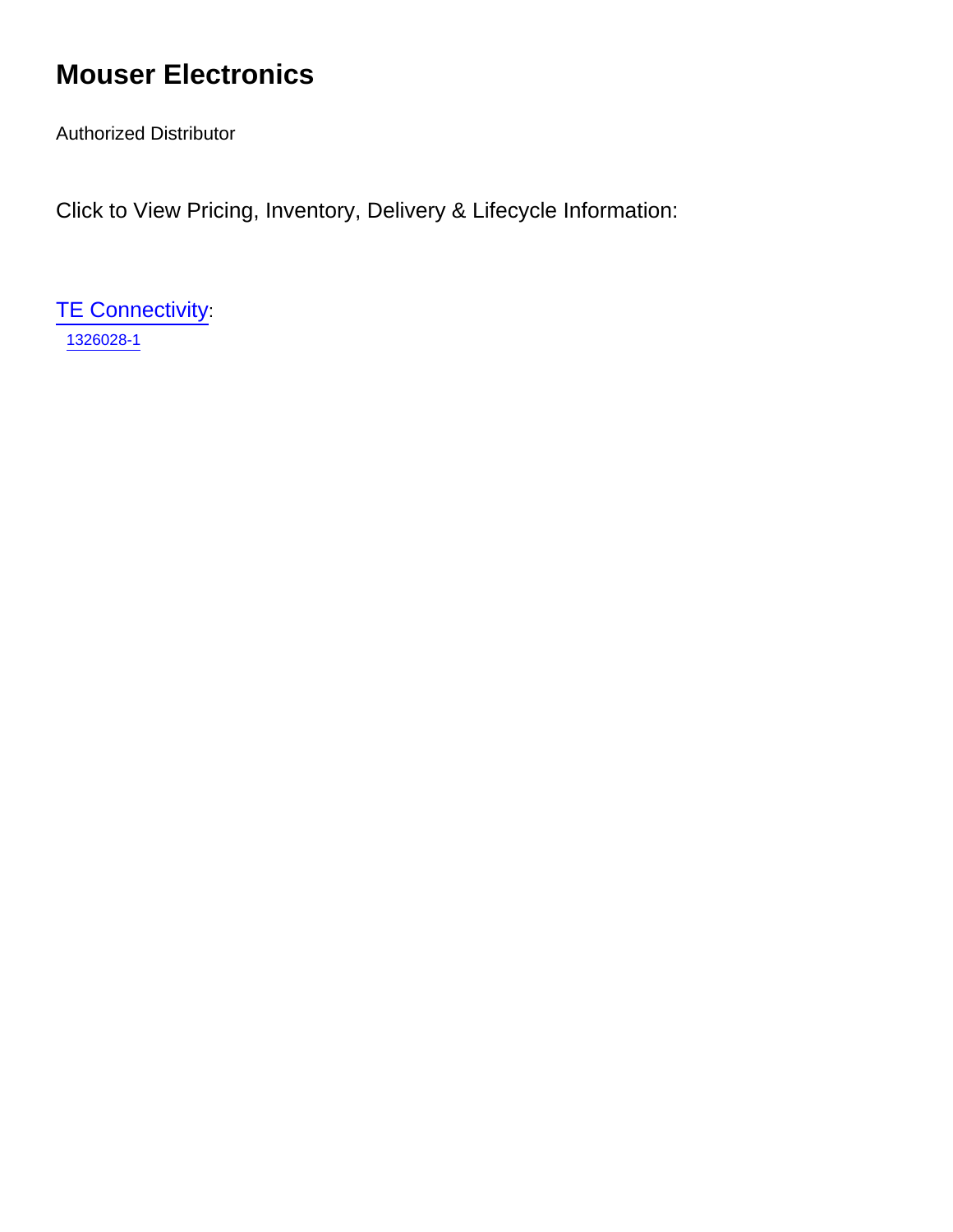# Mouser Electronics

Authorized Distributor

Click to View Pricing, Inventory, Delivery & Lifecycle Information:

TE Connectivity:

1326028-1